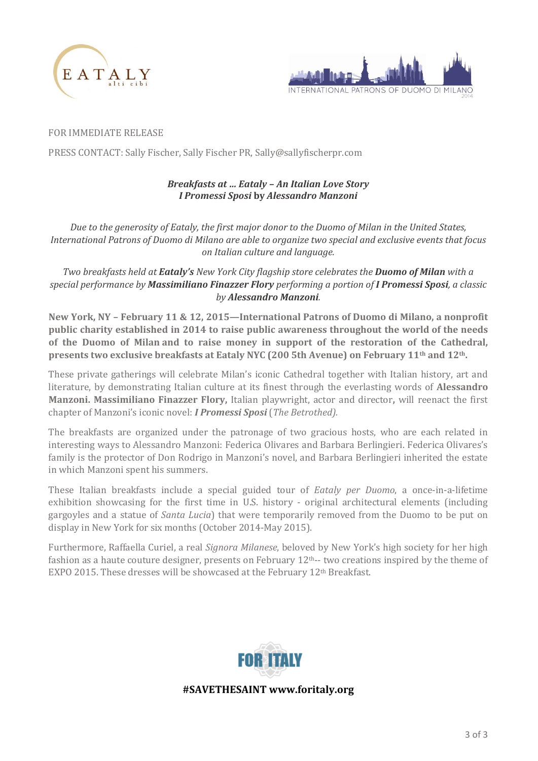FOR IMMEDIATE RELEASE

PRESS CONTACT: Sally Fischer, Sally Fischer PR, Sally@sallyfischerpr.com

***Breakfasts at … Eataly – An Italian Love Story***
***I Promessi Sposi* by *Alessandro Manzoni***

*Due to the generosity of Eataly, the first major donor to the Duomo of Milan in the United States, International Patrons of Duomo di Milano are able to organize two special and exclusive events that focus on Italian culture and language.*

*Two breakfasts held at **Eataly's** New York City flagship store celebrates the **Duomo of Milan** with a special performance by **Massimiliano Finazzer Flory** performing a portion of **I Promessi Sposi**, a classic by **Alessandro Manzoni**.*

**New York, NY – February 11 & 12, 2015—International Patrons of Duomo di Milano, a nonprofit public charity established in 2014 to raise public awareness throughout the world of the needs of the Duomo of Milan and to raise money in support of the restoration of the Cathedral, presents two exclusive breakfasts at Eataly NYC (200 5th Avenue) on February 11th and 12th.**

These private gatherings will celebrate Milan's iconic Cathedral together with Italian history, art and literature, by demonstrating Italian culture at its finest through the everlasting words of **Alessandro Manzoni. Massimiliano Finazzer Flory,** Italian playwright, actor and director**,** will reenact the first chapter of Manzoni's iconic novel: ***I Promessi Sposi*** (*The Betrothed).*

The breakfasts are organized under the patronage of two gracious hosts, who are each related in interesting ways to Alessandro Manzoni: Federica Olivares and Barbara Berlingieri. Federica Olivares's family is the protector of Don Rodrigo in Manzoni's novel, and Barbara Berlingieri inherited the estate in which Manzoni spent his summers.

These Italian breakfasts include a special guided tour of *Eataly per Duomo*, a once-in-a-lifetime exhibition showcasing for the first time in U.S. history - original architectural elements (including gargoyles and a statue of *Santa Lucia*) that were temporarily removed from the Duomo to be put on display in New York for six months (October 2014-May 2015).

Furthermore, Raffaella Curiel, a real *Signora Milanese*, beloved by New York's high society for her high fashion as a haute couture designer, presents on February 12th-- two creations inspired by the theme of EXPO 2015. These dresses will be showcased at the February 12th Breakfast.

**#SAVETHESAINT www.foritaly.org**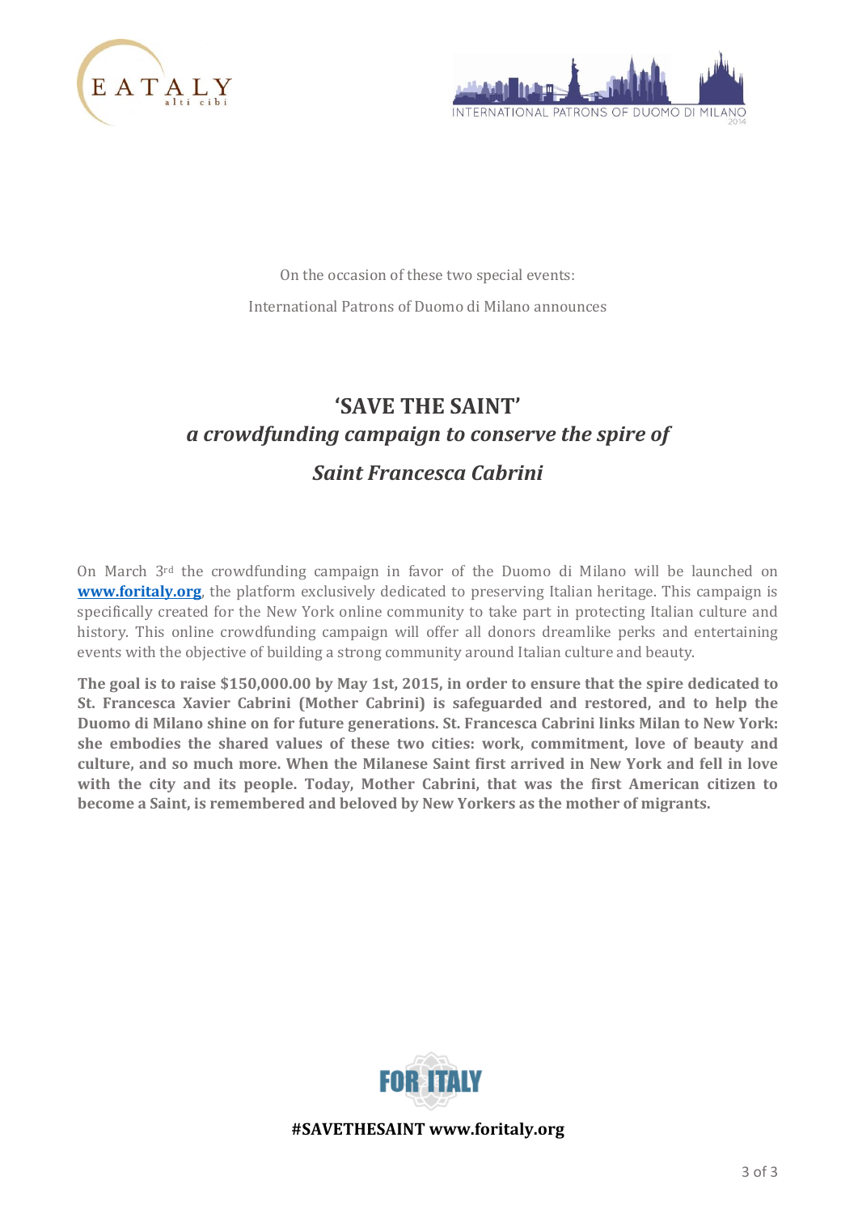On the occasion of these two special events:

International Patrons of Duomo di Milano announces

# 'SAVE THE SAINT'

## *a crowdfunding campaign to conserve the spire of Saint Francesca Cabrini*

On March 3rd the crowdfunding campaign in favor of the Duomo di Milano will be launched on **[www.foritaly.org](http://www.foritaly.org)**, the platform exclusively dedicated to preserving Italian heritage. This campaign is specifically created for the New York online community to take part in protecting Italian culture and history. This online crowdfunding campaign will offer all donors dreamlike perks and entertaining events with the objective of building a strong community around Italian culture and beauty.

**The goal is to raise $150,000.00 by May 1st, 2015, in order to ensure that the spire dedicated to St. Francesca Xavier Cabrini (Mother Cabrini) is safeguarded and restored, and to help the Duomo di Milano shine on for future generations. St. Francesca Cabrini links Milan to New York: she embodies the shared values of these two cities: work, commitment, love of beauty and culture, and so much more. When the Milanese Saint first arrived in New York and fell in love with the city and its people. Today, Mother Cabrini, that was the first American citizen to become a Saint, is remembered and beloved by New Yorkers as the mother of migrants.**

FOR ITALY

**#SAVETHESAINT www.foritaly.org**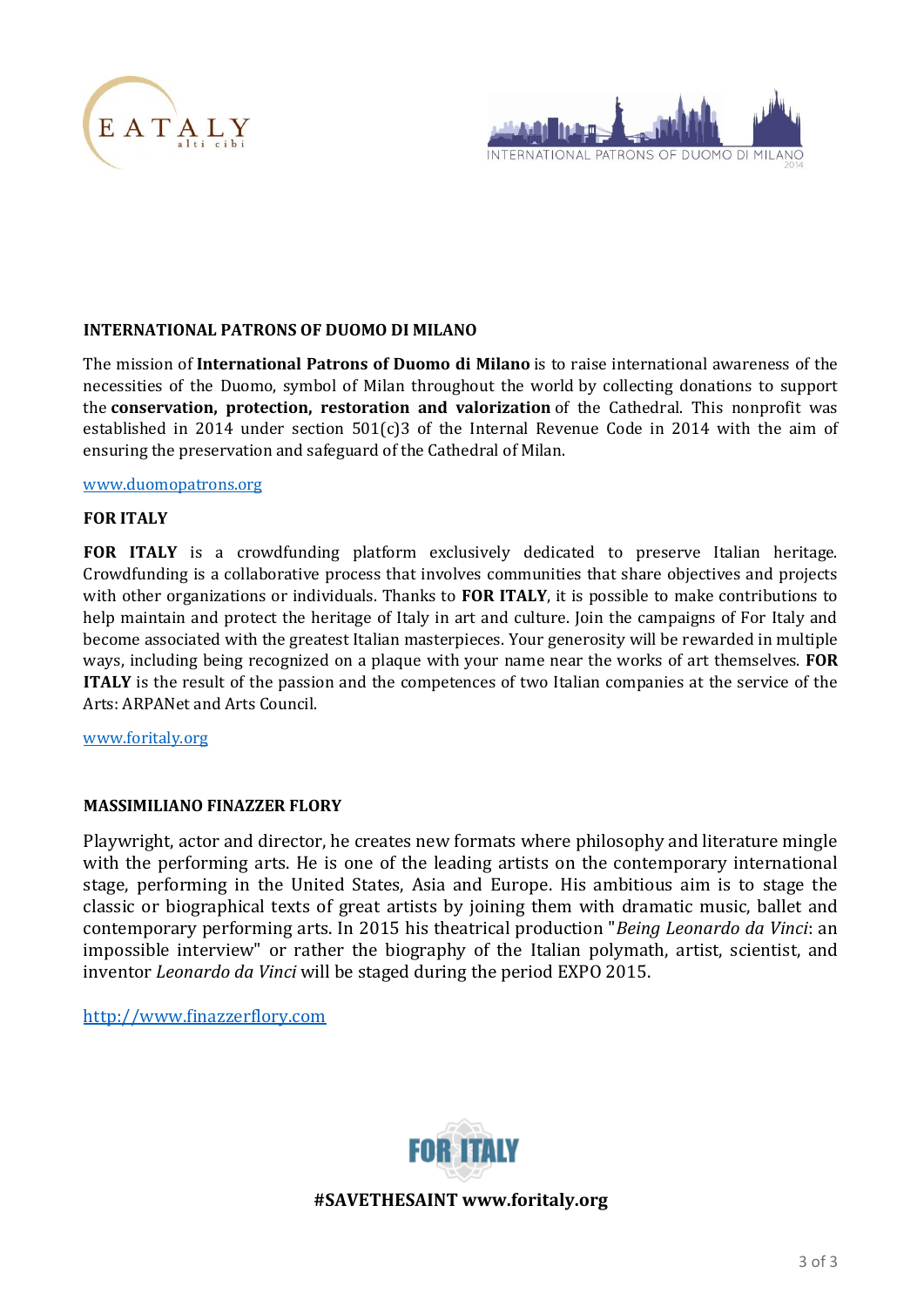## INTERNATIONAL PATRONS OF DUOMO DI MILANO

The mission of **International Patrons of Duomo di Milano** is to raise international awareness of the necessities of the Duomo, symbol of Milan throughout the world by collecting donations to support the **conservation, protection, restoration and valorization** of the Cathedral. This nonprofit was established in 2014 under section 501(c)3 of the Internal Revenue Code in 2014 with the aim of ensuring the preservation and safeguard of the Cathedral of Milan.

www.duomopatrons.org

## FOR ITALY

**FOR ITALY** is a crowdfunding platform exclusively dedicated to preserve Italian heritage. Crowdfunding is a collaborative process that involves communities that share objectives and projects with other organizations or individuals. Thanks to **FOR ITALY**, it is possible to make contributions to help maintain and protect the heritage of Italy in art and culture. Join the campaigns of For Italy and become associated with the greatest Italian masterpieces. Your generosity will be rewarded in multiple ways, including being recognized on a plaque with your name near the works of art themselves. **FOR ITALY** is the result of the passion and the competences of two Italian companies at the service of the Arts: ARPANet and Arts Council.

www.foritaly.org

## MASSIMILIANO FINAZZER FLORY

Playwright, actor and director, he creates new formats where philosophy and literature mingle with the performing arts. He is one of the leading artists on the contemporary international stage, performing in the United States, Asia and Europe. His ambitious aim is to stage the classic or biographical texts of great artists by joining them with dramatic music, ballet and contemporary performing arts. In 2015 his theatrical production "*Being Leonardo da Vinci*: an impossible interview" or rather the biography of the Italian polymath, artist, scientist, and inventor *Leonardo da Vinci* will be staged during the period EXPO 2015.

http://www.finazzerflory.com

**#SAVETHESAINT www.foritaly.org**